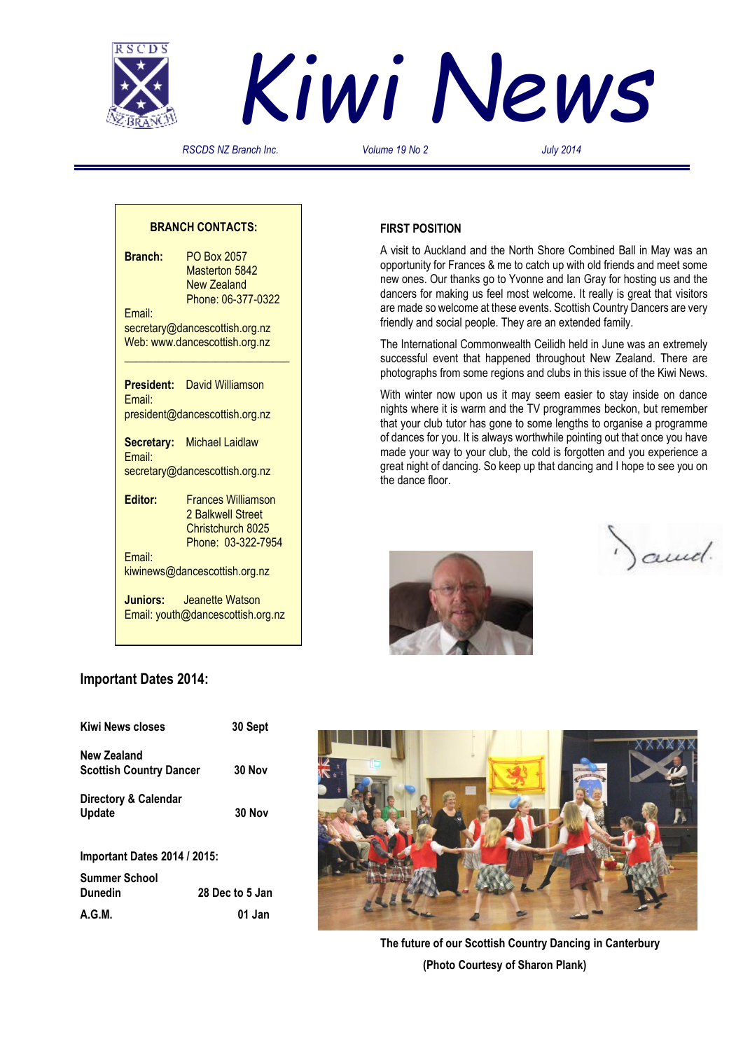# Kiwi News

*RSCDS NZ Branch Inc.* *Volume 19 No 2* *July 2014*

**BRANCH CONTACTS:**

**Branch:** PO Box 2057
Masterton 5842
New Zealand
Phone: 06-377-0322
Email: secretary@dancescottish.org.nz
Web: www.dancescottish.org.nz

**President:** David Williamson
Email: president@dancescottish.org.nz

**Secretary:** Michael Laidlaw
Email: secretary@dancescottish.org.nz

**Editor:** Frances Williamson
2 Balkwell Street
Christchurch 8025
Phone: 03-322-7954
Email: kiwinews@dancescottish.org.nz

**Juniors:** Jeanette Watson
Email: youth@dancescottish.org.nz

## FIRST POSITION

A visit to Auckland and the North Shore Combined Ball in May was an opportunity for Frances & me to catch up with old friends and meet some new ones. Our thanks go to Yvonne and Ian Gray for hosting us and the dancers for making us feel most welcome. It really is great that visitors are made so welcome at these events. Scottish Country Dancers are very friendly and social people. They are an extended family.

The International Commonwealth Ceilidh held in June was an extremely successful event that happened throughout New Zealand. There are photographs from some regions and clubs in this issue of the Kiwi News.

With winter now upon us it may seem easier to stay inside on dance nights where it is warm and the TV programmes beckon, but remember that your club tutor has gone to some lengths to organise a programme of dances for you. It is always worthwhile pointing out that once you have made your way to your club, the cold is forgotten and you experience a great night of dancing. So keep up that dancing and I hope to see you on the dance floor.

David.

## Important Dates 2014:

| | |
|---|---|
| **Kiwi News closes** | **30 Sept** |
| **New Zealand Scottish Country Dancer** | **30 Nov** |
| **Directory & Calendar Update** | **30 Nov** |

**Important Dates 2014 / 2015:**

| | |
|---|---|
| **Summer School Dunedin** | **28 Dec to 5 Jan** |
| **A.G.M.** | **01 Jan** |

**The future of our Scottish Country Dancing in Canterbury**

**(Photo Courtesy of Sharon Plank)**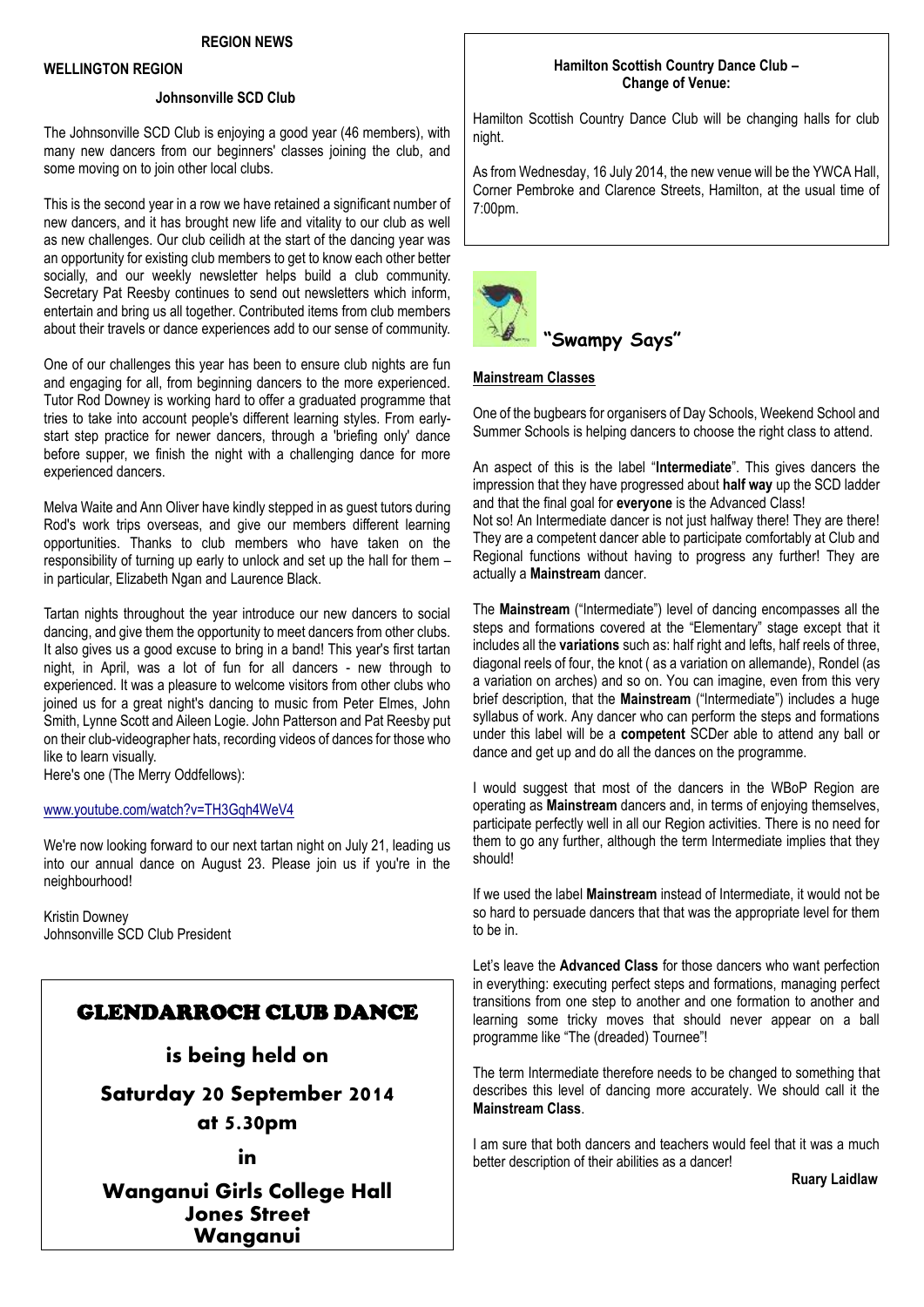## REGION NEWS

### WELLINGTON REGION

#### Johnsonville SCD Club

The Johnsonville SCD Club is enjoying a good year (46 members), with many new dancers from our beginners' classes joining the club, and some moving on to join other local clubs.

This is the second year in a row we have retained a significant number of new dancers, and it has brought new life and vitality to our club as well as new challenges. Our club ceilidh at the start of the dancing year was an opportunity for existing club members to get to know each other better socially, and our weekly newsletter helps build a club community. Secretary Pat Reesby continues to send out newsletters which inform, entertain and bring us all together. Contributed items from club members about their travels or dance experiences add to our sense of community.

One of our challenges this year has been to ensure club nights are fun and engaging for all, from beginning dancers to the more experienced. Tutor Rod Downey is working hard to offer a graduated programme that tries to take into account people's different learning styles. From early-start step practice for newer dancers, through a 'briefing only' dance before supper, we finish the night with a challenging dance for more experienced dancers.

Melva Waite and Ann Oliver have kindly stepped in as guest tutors during Rod's work trips overseas, and give our members different learning opportunities. Thanks to club members who have taken on the responsibility of turning up early to unlock and set up the hall for them – in particular, Elizabeth Ngan and Laurence Black.

Tartan nights throughout the year introduce our new dancers to social dancing, and give them the opportunity to meet dancers from other clubs. It also gives us a good excuse to bring in a band! This year's first tartan night, in April, was a lot of fun for all dancers - new through to experienced. It was a pleasure to welcome visitors from other clubs who joined us for a great night's dancing to music from Peter Elmes, John Smith, Lynne Scott and Aileen Logie. John Patterson and Pat Reesby put on their club-videographer hats, recording videos of dances for those who like to learn visually.
Here's one (The Merry Oddfellows):

www.youtube.com/watch?v=TH3Gqh4WeV4

We're now looking forward to our next tartan night on July 21, leading us into our annual dance on August 23. Please join us if you're in the neighbourhood!

Kristin Downey
Johnsonville SCD Club President

## GLENDARROCH CLUB DANCE

**is being held on**

**Saturday 20 September 2014**

**at 5.30pm**

**in**

**Wanganui Girls College Hall**
**Jones Street**
**Wanganui**

#### Hamilton Scottish Country Dance Club – Change of Venue:

Hamilton Scottish Country Dance Club will be changing halls for club night.

As from Wednesday, 16 July 2014, the new venue will be the YWCA Hall, Corner Pembroke and Clarence Streets, Hamilton, at the usual time of 7:00pm.

## "Swampy Says"

**Mainstream Classes**

One of the bugbears for organisers of Day Schools, Weekend School and Summer Schools is helping dancers to choose the right class to attend.

An aspect of this is the label "**Intermediate**". This gives dancers the impression that they have progressed about **half way** up the SCD ladder and that the final goal for **everyone** is the Advanced Class!
Not so! An Intermediate dancer is not just halfway there! They are there! They are a competent dancer able to participate comfortably at Club and Regional functions without having to progress any further! They are actually a **Mainstream** dancer.

The **Mainstream** ("Intermediate") level of dancing encompasses all the steps and formations covered at the "Elementary" stage except that it includes all the **variations** such as: half right and lefts, half reels of three, diagonal reels of four, the knot ( as a variation on allemande), Rondel (as a variation on arches) and so on. You can imagine, even from this very brief description, that the **Mainstream** ("Intermediate") includes a huge syllabus of work. Any dancer who can perform the steps and formations under this label will be a **competent** SCDer able to attend any ball or dance and get up and do all the dances on the programme.

I would suggest that most of the dancers in the WBoP Region are operating as **Mainstream** dancers and, in terms of enjoying themselves, participate perfectly well in all our Region activities. There is no need for them to go any further, although the term Intermediate implies that they should!

If we used the label **Mainstream** instead of Intermediate, it would not be so hard to persuade dancers that that was the appropriate level for them to be in.

Let's leave the **Advanced Class** for those dancers who want perfection in everything: executing perfect steps and formations, managing perfect transitions from one step to another and one formation to another and learning some tricky moves that should never appear on a ball programme like "The (dreaded) Tournee"!

The term Intermediate therefore needs to be changed to something that describes this level of dancing more accurately. We should call it the **Mainstream Class**.

I am sure that both dancers and teachers would feel that it was a much better description of their abilities as a dancer!

**Ruary Laidlaw**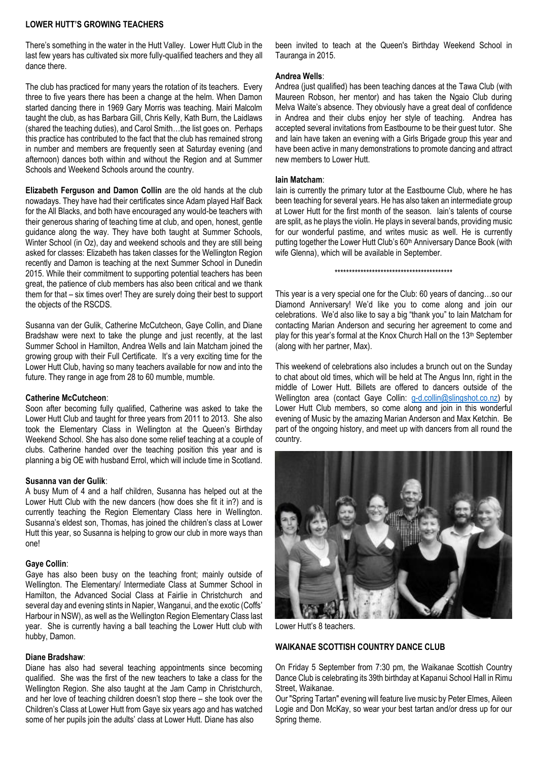## LOWER HUTT'S GROWING TEACHERS

There's something in the water in the Hutt Valley. Lower Hutt Club in the last few years has cultivated six more fully-qualified teachers and they all dance there.

The club has practiced for many years the rotation of its teachers. Every three to five years there has been a change at the helm. When Damon started dancing there in 1969 Gary Morris was teaching. Mairi Malcolm taught the club, as has Barbara Gill, Chris Kelly, Kath Burn, the Laidlaws (shared the teaching duties), and Carol Smith…the list goes on. Perhaps this practice has contributed to the fact that the club has remained strong in number and members are frequently seen at Saturday evening (and afternoon) dances both within and without the Region and at Summer Schools and Weekend Schools around the country.

**Elizabeth Ferguson and Damon Collin** are the old hands at the club nowadays. They have had their certificates since Adam played Half Back for the All Blacks, and both have encouraged any would-be teachers with their generous sharing of teaching time at club, and open, honest, gentle guidance along the way. They have both taught at Summer Schools, Winter School (in Oz), day and weekend schools and they are still being asked for classes: Elizabeth has taken classes for the Wellington Region recently and Damon is teaching at the next Summer School in Dunedin 2015. While their commitment to supporting potential teachers has been great, the patience of club members has also been critical and we thank them for that – six times over! They are surely doing their best to support the objects of the RSCDS.

Susanna van der Gulik, Catherine McCutcheon, Gaye Collin, and Diane Bradshaw were next to take the plunge and just recently, at the last Summer School in Hamilton, Andrea Wells and Iain Matcham joined the growing group with their Full Certificate. It's a very exciting time for the Lower Hutt Club, having so many teachers available for now and into the future. They range in age from 28 to 60 mumble, mumble.

**Catherine McCutcheon**:
Soon after becoming fully qualified, Catherine was asked to take the Lower Hutt Club and taught for three years from 2011 to 2013. She also took the Elementary Class in Wellington at the Queen's Birthday Weekend School. She has also done some relief teaching at a couple of clubs. Catherine handed over the teaching position this year and is planning a big OE with husband Errol, which will include time in Scotland.

**Susanna van der Gulik**:
A busy Mum of 4 and a half children, Susanna has helped out at the Lower Hutt Club with the new dancers (how does she fit it in?) and is currently teaching the Region Elementary Class here in Wellington. Susanna's eldest son, Thomas, has joined the children's class at Lower Hutt this year, so Susanna is helping to grow our club in more ways than one!

**Gaye Collin**:
Gaye has also been busy on the teaching front; mainly outside of Wellington. The Elementary/ Intermediate Class at Summer School in Hamilton, the Advanced Social Class at Fairlie in Christchurch and several day and evening stints in Napier, Wanganui, and the exotic (Coffs' Harbour in NSW), as well as the Wellington Region Elementary Class last year. She is currently having a ball teaching the Lower Hutt club with hubby, Damon.

**Diane Bradshaw**:
Diane has also had several teaching appointments since becoming qualified. She was the first of the new teachers to take a class for the Wellington Region. She also taught at the Jam Camp in Christchurch, and her love of teaching children doesn't stop there – she took over the Children's Class at Lower Hutt from Gaye six years ago and has watched some of her pupils join the adults' class at Lower Hutt. Diane has also been invited to teach at the Queen's Birthday Weekend School in Tauranga in 2015.

**Andrea Wells**:
Andrea (just qualified) has been teaching dances at the Tawa Club (with Maureen Robson, her mentor) and has taken the Ngaio Club during Melva Waite's absence. They obviously have a great deal of confidence in Andrea and their clubs enjoy her style of teaching. Andrea has accepted several invitations from Eastbourne to be their guest tutor. She and Iain have taken an evening with a Girls Brigade group this year and have been active in many demonstrations to promote dancing and attract new members to Lower Hutt.

**Iain Matcham**:
Iain is currently the primary tutor at the Eastbourne Club, where he has been teaching for several years. He has also taken an intermediate group at Lower Hutt for the first month of the season. Iain's talents of course are split, as he plays the violin. He plays in several bands, providing music for our wonderful pastime, and writes music as well. He is currently putting together the Lower Hutt Club's 60th Anniversary Dance Book (with wife Glenna), which will be available in September.

******************************************

This year is a very special one for the Club: 60 years of dancing…so our Diamond Anniversary! We'd like you to come along and join our celebrations. We'd also like to say a big "thank you" to Iain Matcham for contacting Marian Anderson and securing her agreement to come and play for this year's formal at the Knox Church Hall on the 13th September (along with her partner, Max).

This weekend of celebrations also includes a brunch out on the Sunday to chat about old times, which will be held at The Angus Inn, right in the middle of Lower Hutt. Billets are offered to dancers outside of the Wellington area (contact Gaye Collin: g-d.collin@slingshot.co.nz) by Lower Hutt Club members, so come along and join in this wonderful evening of Music by the amazing Marian Anderson and Max Ketchin. Be part of the ongoing history, and meet up with dancers from all round the country.

Lower Hutt's 8 teachers.

## WAIKANAE SCOTTISH COUNTRY DANCE CLUB

On Friday 5 September from 7:30 pm, the Waikanae Scottish Country Dance Club is celebrating its 39th birthday at Kapanui School Hall in Rimu Street, Waikanae.

Our "Spring Tartan" evening will feature live music by Peter Elmes, Aileen Logie and Don McKay, so wear your best tartan and/or dress up for our Spring theme.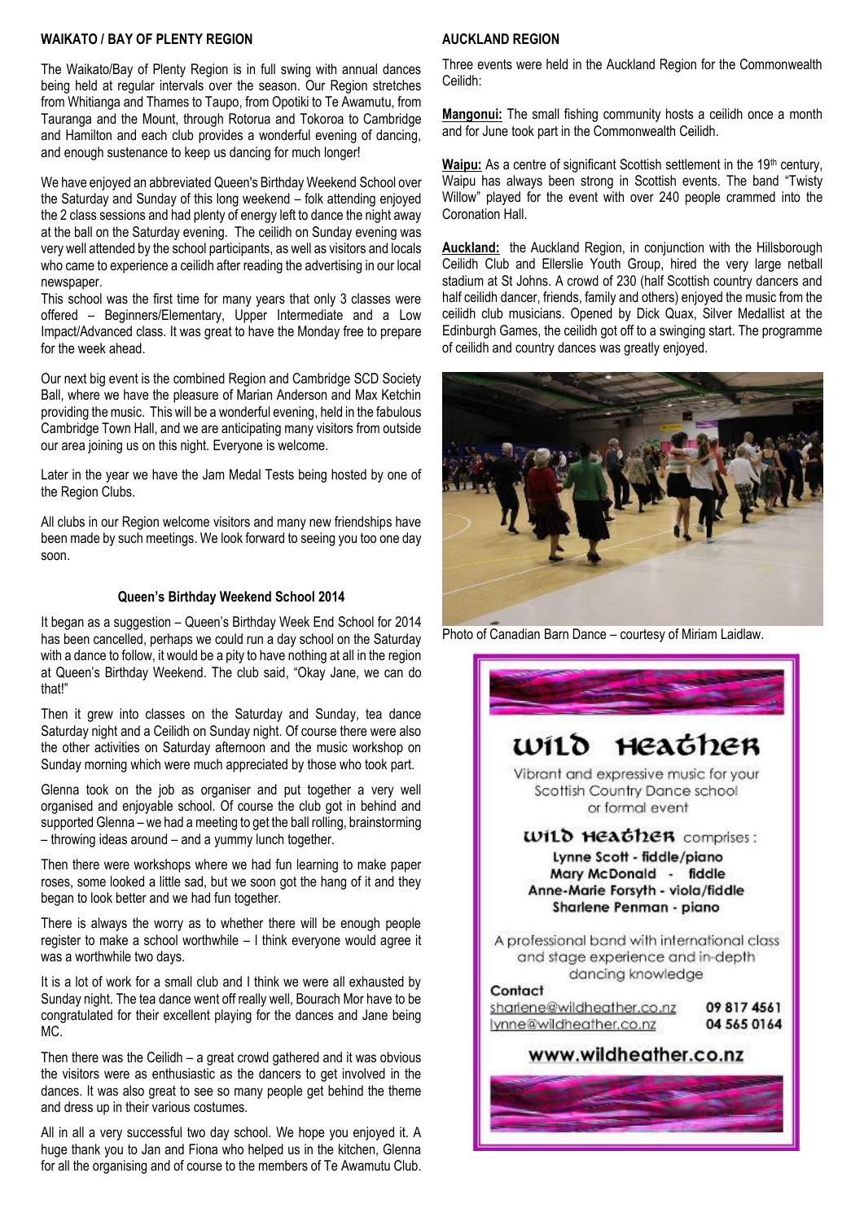## WAIKATO / BAY OF PLENTY REGION

The Waikato/Bay of Plenty Region is in full swing with annual dances being held at regular intervals over the season. Our Region stretches from Whitianga and Thames to Taupo, from Opotiki to Te Awamutu, from Tauranga and the Mount, through Rotorua and Tokoroa to Cambridge and Hamilton and each club provides a wonderful evening of dancing, and enough sustenance to keep us dancing for much longer!

We have enjoyed an abbreviated Queen's Birthday Weekend School over the Saturday and Sunday of this long weekend – folk attending enjoyed the 2 class sessions and had plenty of energy left to dance the night away at the ball on the Saturday evening. The ceilidh on Sunday evening was very well attended by the school participants, as well as visitors and locals who came to experience a ceilidh after reading the advertising in our local newspaper.

This school was the first time for many years that only 3 classes were offered – Beginners/Elementary, Upper Intermediate and a Low Impact/Advanced class. It was great to have the Monday free to prepare for the week ahead.

Our next big event is the combined Region and Cambridge SCD Society Ball, where we have the pleasure of Marian Anderson and Max Ketchin providing the music. This will be a wonderful evening, held in the fabulous Cambridge Town Hall, and we are anticipating many visitors from outside our area joining us on this night. Everyone is welcome.

Later in the year we have the Jam Medal Tests being hosted by one of the Region Clubs.

All clubs in our Region welcome visitors and many new friendships have been made by such meetings. We look forward to seeing you too one day soon.

### Queen's Birthday Weekend School 2014

It began as a suggestion – Queen's Birthday Week End School for 2014 has been cancelled, perhaps we could run a day school on the Saturday with a dance to follow, it would be a pity to have nothing at all in the region at Queen's Birthday Weekend. The club said, "Okay Jane, we can do that!"

Then it grew into classes on the Saturday and Sunday, tea dance Saturday night and a Ceilidh on Sunday night. Of course there were also the other activities on Saturday afternoon and the music workshop on Sunday morning which were much appreciated by those who took part.

Glenna took on the job as organiser and put together a very well organised and enjoyable school. Of course the club got in behind and supported Glenna – we had a meeting to get the ball rolling, brainstorming – throwing ideas around – and a yummy lunch together.

Then there were workshops where we had fun learning to make paper roses, some looked a little sad, but we soon got the hang of it and they began to look better and we had fun together.

There is always the worry as to whether there will be enough people register to make a school worthwhile – I think everyone would agree it was a worthwhile two days.

It is a lot of work for a small club and I think we were all exhausted by Sunday night. The tea dance went off really well, Bourach Mor have to be congratulated for their excellent playing for the dances and Jane being MC.

Then there was the Ceilidh – a great crowd gathered and it was obvious the visitors were as enthusiastic as the dancers to get involved in the dances. It was also great to see so many people get behind the theme and dress up in their various costumes.

All in all a very successful two day school. We hope you enjoyed it. A huge thank you to Jan and Fiona who helped us in the kitchen, Glenna for all the organising and of course to the members of Te Awamutu Club.

## AUCKLAND REGION

Three events were held in the Auckland Region for the Commonwealth Ceilidh:

**Mangonui:** The small fishing community hosts a ceilidh once a month and for June took part in the Commonwealth Ceilidh.

**Waipu:** As a centre of significant Scottish settlement in the 19th century, Waipu has always been strong in Scottish events. The band "Twisty Willow" played for the event with over 240 people crammed into the Coronation Hall.

**Auckland:** the Auckland Region, in conjunction with the Hillsborough Ceilidh Club and Ellerslie Youth Group, hired the very large netball stadium at St Johns. A crowd of 230 (half Scottish country dancers and half ceilidh dancer, friends, family and others) enjoyed the music from the ceilidh club musicians. Opened by Dick Quax, Silver Medallist at the Edinburgh Games, the ceilidh got off to a swinging start. The programme of ceilidh and country dances was greatly enjoyed.

Photo of Canadian Barn Dance – courtesy of Miriam Laidlaw.

### Wild Heather

Vibrant and expressive music for your Scottish Country Dance school or formal event

**Wild Heather** comprises:

- Lynne Scott - fiddle/piano
- Mary McDonald - fiddle
- Anne-Marie Forsyth - viola/fiddle
- Sharlene Penman - piano

A professional band with international class and stage experience and in-depth dancing knowledge

**Contact**

sharlene@wildheather.co.nz 09 817 4561
lynne@wildheather.co.nz 04 565 0164

www.wildheather.co.nz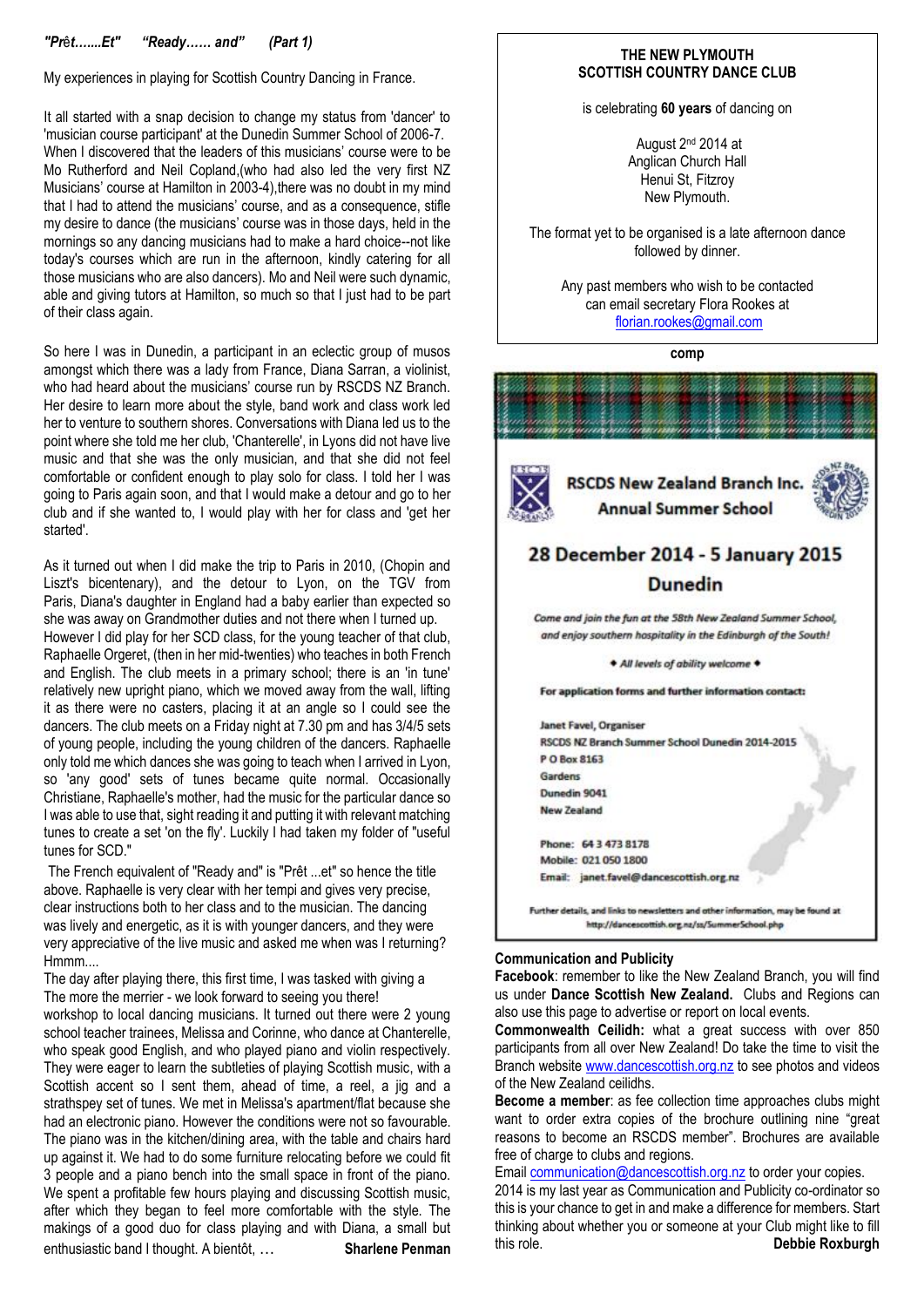***"Prêt.......Et"    "Ready...... and"    (Part 1)***

My experiences in playing for Scottish Country Dancing in France.

It all started with a snap decision to change my status from 'dancer' to 'musician course participant' at the Dunedin Summer School of 2006-7. When I discovered that the leaders of this musicians' course were to be Mo Rutherford and Neil Copland,(who had also led the very first NZ Musicians' course at Hamilton in 2003-4),there was no doubt in my mind that I had to attend the musicians' course, and as a consequence, stifle my desire to dance (the musicians' course was in those days, held in the mornings so any dancing musicians had to make a hard choice--not like today's courses which are run in the afternoon, kindly catering for all those musicians who are also dancers). Mo and Neil were such dynamic, able and giving tutors at Hamilton, so much so that I just had to be part of their class again.

So here I was in Dunedin, a participant in an eclectic group of musos amongst which there was a lady from France, Diana Sarran, a violinist, who had heard about the musicians' course run by RSCDS NZ Branch. Her desire to learn more about the style, band work and class work led her to venture to southern shores. Conversations with Diana led us to the point where she told me her club, 'Chanterelle', in Lyons did not have live music and that she was the only musician, and that she did not feel comfortable or confident enough to play solo for class. I told her I was going to Paris again soon, and that I would make a detour and go to her club and if she wanted to, I would play with her for her class and 'get her started'.

As it turned out when I did make the trip to Paris in 2010, (Chopin and Liszt's bicentenary), and the detour to Lyon, on the TGV from Paris, Diana's daughter in England had a baby earlier than expected so she was away on Grandmother duties and not there when I turned up. However I did play for her SCD class, for the young teacher of that club, Raphaelle Orgeret, (then in her mid-twenties) who teaches in both French and English. The club meets in a primary school; there is an 'in tune' relatively new upright piano, which we moved away from the wall, lifting it as there were no casters, placing it at an angle so I could see the dancers. The club meets on a Friday night at 7.30 pm and has 3/4/5 sets of young people, including the young children of the dancers. Raphaelle only told me which dances she was going to teach when I arrived in Lyon, so 'any good' sets of tunes became quite normal. Occasionally Christiane, Raphaelle's mother, had the music for the particular dance so I was able to use that, sight reading it and putting it with relevant matching tunes to create a set 'on the fly'. Luckily I had taken my folder of "useful tunes for SCD."

The French equivalent of "Ready and" is "Prêt ...et" so hence the title above. Raphaelle is very clear with her tempi and gives very precise, clear instructions both to her class and to the musician. The dancing was lively and energetic, as it is with younger dancers, and they were very appreciative of the live music and asked me when was I returning? Hmmm....

The day after playing there, this first time, I was tasked with giving a workshop to local dancing musicians. It turned out there were 2 young school teacher trainees, Melissa and Corinne, who dance at Chanterelle, who speak good English, and who played piano and violin respectively. They were eager to learn the subtleties of playing Scottish music, with a Scottish accent so I sent them, ahead of time, a reel, a jig and a strathspey set of tunes. We met in Melissa's apartment/flat because she had an electronic piano. However the conditions were not so favourable. The piano was in the kitchen/dining area, with the table and chairs hard up against it. We had to do some furniture relocating before we could fit 3 people and a piano bench into the small space in front of the piano. We spent a profitable few hours playing and discussing Scottish music, after which they began to feel more comfortable with the style. The makings of a good duo for class playing and with Diana, a small but enthusiastic band I thought. A bientôt, ...

**Sharlene Penman**

---

**THE NEW PLYMOUTH**
**SCOTTISH COUNTRY DANCE CLUB**

is celebrating **60 years** of dancing on

August 2nd 2014 at
Anglican Church Hall
Henui St, Fitzroy
New Plymouth.

The format yet to be organised is a late afternoon dance followed by dinner.

Any past members who wish to be contacted can email secretary Flora Rookes at florian.rookes@gmail.com

**comp**

---

**RSCDS New Zealand Branch Inc.**
**Annual Summer School**

## 28 December 2014 - 5 January 2015
## Dunedin

*Come and join the fun at the 58th New Zealand Summer School, and enjoy southern hospitality in the Edinburgh of the South!*

*◆ All levels of ability welcome ◆*

*The more the merrier - we look forward to seeing you there!*

**For application forms and further information contact:**

Janet Favel, Organiser
RSCDS NZ Branch Summer School Dunedin 2014-2015
P O Box 8163
Gardens
Dunedin 9041
New Zealand

Phone: 64 3 473 8178
Mobile: 021 050 1800
Email: janet.favel@dancescottish.org.nz

Further details, and links to newsletters and other information, may be found at http://dancescottish.org.nz/ss/SummerSchool.php

---

### Communication and Publicity

**Facebook**: remember to like the New Zealand Branch, you will find us under **Dance Scottish New Zealand.** Clubs and Regions can also use this page to advertise or report on local events.

**Commonwealth Ceilidh:** what a great success with over 850 participants from all over New Zealand! Do take the time to visit the Branch website www.dancescottish.org.nz to see photos and videos of the New Zealand ceilidhs.

**Become a member**: as fee collection time approaches clubs might want to order extra copies of the brochure outlining nine "great reasons to become an RSCDS member". Brochures are available free of charge to clubs and regions.

Email communication@dancescottish.org.nz to order your copies.

2014 is my last year as Communication and Publicity co-ordinator so this is your chance to get in and make a difference for members. Start thinking about whether you or someone at your Club might like to fill this role.

**Debbie Roxburgh**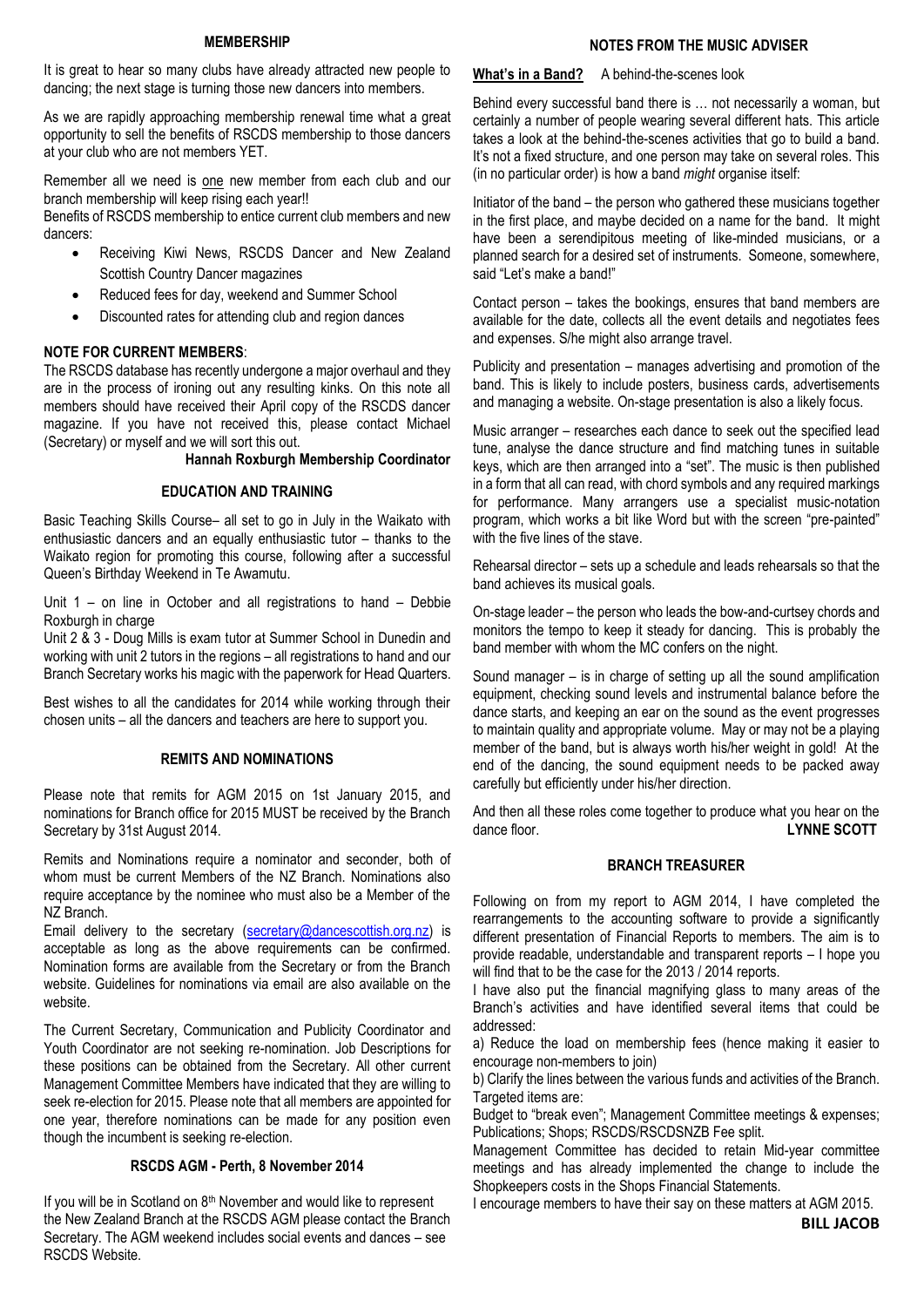## MEMBERSHIP

It is great to hear so many clubs have already attracted new people to dancing; the next stage is turning those new dancers into members.

As we are rapidly approaching membership renewal time what a great opportunity to sell the benefits of RSCDS membership to those dancers at your club who are not members YET.

Remember all we need is one new member from each club and our branch membership will keep rising each year!!

Benefits of RSCDS membership to entice current club members and new dancers:

- Receiving Kiwi News, RSCDS Dancer and New Zealand Scottish Country Dancer magazines
- Reduced fees for day, weekend and Summer School
- Discounted rates for attending club and region dances

**NOTE FOR CURRENT MEMBERS**:

The RSCDS database has recently undergone a major overhaul and they are in the process of ironing out any resulting kinks. On this note all members should have received their April copy of the RSCDS dancer magazine. If you have not received this, please contact Michael (Secretary) or myself and we will sort this out.

**Hannah Roxburgh Membership Coordinator**

## EDUCATION AND TRAINING

Basic Teaching Skills Course– all set to go in July in the Waikato with enthusiastic dancers and an equally enthusiastic tutor – thanks to the Waikato region for promoting this course, following after a successful Queen's Birthday Weekend in Te Awamutu.

Unit 1 – on line in October and all registrations to hand – Debbie Roxburgh in charge

Unit 2 & 3 - Doug Mills is exam tutor at Summer School in Dunedin and working with unit 2 tutors in the regions – all registrations to hand and our Branch Secretary works his magic with the paperwork for Head Quarters.

Best wishes to all the candidates for 2014 while working through their chosen units – all the dancers and teachers are here to support you.

## REMITS AND NOMINATIONS

Please note that remits for AGM 2015 on 1st January 2015, and nominations for Branch office for 2015 MUST be received by the Branch Secretary by 31st August 2014.

Remits and Nominations require a nominator and seconder, both of whom must be current Members of the NZ Branch. Nominations also require acceptance by the nominee who must also be a Member of the NZ Branch.

Email delivery to the secretary (secretary@dancescottish.org.nz) is acceptable as long as the above requirements can be confirmed. Nomination forms are available from the Secretary or from the Branch website. Guidelines for nominations via email are also available on the website.

The Current Secretary, Communication and Publicity Coordinator and Youth Coordinator are not seeking re-nomination. Job Descriptions for these positions can be obtained from the Secretary. All other current Management Committee Members have indicated that they are willing to seek re-election for 2015. Please note that all members are appointed for one year, therefore nominations can be made for any position even though the incumbent is seeking re-election.

## RSCDS AGM - Perth, 8 November 2014

If you will be in Scotland on 8th November and would like to represent the New Zealand Branch at the RSCDS AGM please contact the Branch Secretary. The AGM weekend includes social events and dances – see RSCDS Website.

## NOTES FROM THE MUSIC ADVISER

**What's in a Band?** A behind-the-scenes look

Behind every successful band there is … not necessarily a woman, but certainly a number of people wearing several different hats. This article takes a look at the behind-the-scenes activities that go to build a band. It's not a fixed structure, and one person may take on several roles. This (in no particular order) is how a band *might* organise itself:

Initiator of the band – the person who gathered these musicians together in the first place, and maybe decided on a name for the band. It might have been a serendipitous meeting of like-minded musicians, or a planned search for a desired set of instruments. Someone, somewhere, said "Let's make a band!"

Contact person – takes the bookings, ensures that band members are available for the date, collects all the event details and negotiates fees and expenses. S/he might also arrange travel.

Publicity and presentation – manages advertising and promotion of the band. This is likely to include posters, business cards, advertisements and managing a website. On-stage presentation is also a likely focus.

Music arranger – researches each dance to seek out the specified lead tune, analyse the dance structure and find matching tunes in suitable keys, which are then arranged into a "set". The music is then published in a form that all can read, with chord symbols and any required markings for performance. Many arrangers use a specialist music-notation program, which works a bit like Word but with the screen "pre-painted" with the five lines of the stave.

Rehearsal director – sets up a schedule and leads rehearsals so that the band achieves its musical goals.

On-stage leader – the person who leads the bow-and-curtsey chords and monitors the tempo to keep it steady for dancing. This is probably the band member with whom the MC confers on the night.

Sound manager – is in charge of setting up all the sound amplification equipment, checking sound levels and instrumental balance before the dance starts, and keeping an ear on the sound as the event progresses to maintain quality and appropriate volume. May or may not be a playing member of the band, but is always worth his/her weight in gold! At the end of the dancing, the sound equipment needs to be packed away carefully but efficiently under his/her direction.

And then all these roles come together to produce what you hear on the dance floor. **LYNNE SCOTT**

## BRANCH TREASURER

Following on from my report to AGM 2014, I have completed the rearrangements to the accounting software to provide a significantly different presentation of Financial Reports to members. The aim is to provide readable, understandable and transparent reports – I hope you will find that to be the case for the 2013 / 2014 reports.

I have also put the financial magnifying glass to many areas of the Branch's activities and have identified several items that could be addressed:

a) Reduce the load on membership fees (hence making it easier to encourage non-members to join)

b) Clarify the lines between the various funds and activities of the Branch. Targeted items are:

Budget to "break even"; Management Committee meetings & expenses; Publications; Shops; RSCDS/RSCDSNZB Fee split.

Management Committee has decided to retain Mid-year committee meetings and has already implemented the change to include the Shopkeepers costs in the Shops Financial Statements.

I encourage members to have their say on these matters at AGM 2015.

**BILL JACOB**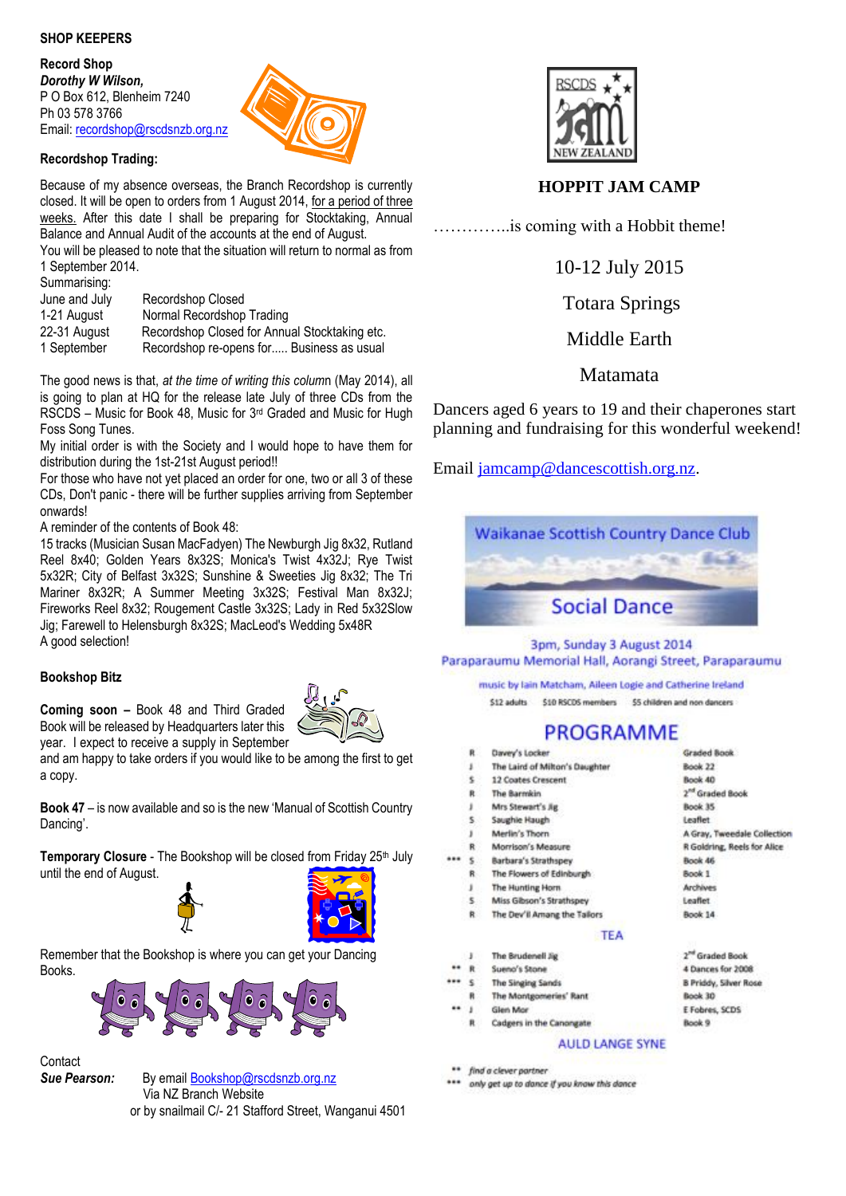## SHOP KEEPERS

### Record Shop

***Dorothy W Wilson,***
P O Box 612, Blenheim 7240
Ph 03 578 3766
Email: recordshop@rscdsnzb.org.nz

### Recordshop Trading:

Because of my absence overseas, the Branch Recordshop is currently closed. It will be open to orders from 1 August 2014, for a period of three weeks. After this date I shall be preparing for Stocktaking, Annual Balance and Annual Audit of the accounts at the end of August.

You will be pleased to note that the situation will return to normal as from 1 September 2014.

Summarising:

| | |
|---|---|
| June and July | Recordshop Closed |
| 1-21 August | Normal Recordshop Trading |
| 22-31 August | Recordshop Closed for Annual Stocktaking etc. |
| 1 September | Recordshop re-opens for..... Business as usual |

The good news is that, *at the time of writing this column* (May 2014), all is going to plan at HQ for the release late July of three CDs from the RSCDS – Music for Book 48, Music for 3rd Graded and Music for Hugh Foss Song Tunes.

My initial order is with the Society and I would hope to have them for distribution during the 1st-21st August period!!

For those who have not yet placed an order for one, two or all 3 of these CDs, Don't panic - there will be further supplies arriving from September onwards!

A reminder of the contents of Book 48:

15 tracks (Musician Susan MacFadyen) The Newburgh Jig 8x32, Rutland Reel 8x40; Golden Years 8x32S; Monica's Twist 4x32J; Rye Twist 5x32R; City of Belfast 3x32S; Sunshine & Sweeties Jig 8x32; The Tri Mariner 8x32R; A Summer Meeting 3x32S; Festival Man 8x32J; Fireworks Reel 8x32; Rougement Castle 3x32S; Lady in Red 5x32Slow Jig; Farewell to Helensburgh 8x32S; MacLeod's Wedding 5x48R

A good selection!

### Bookshop Bitz

**Coming soon –** Book 48 and Third Graded Book will be released by Headquarters later this year. I expect to receive a supply in September and am happy to take orders if you would like to be among the first to get a copy.

**Book 47** – is now available and so is the new 'Manual of Scottish Country Dancing'.

**Temporary Closure** - The Bookshop will be closed from Friday 25th July until the end of August.

Remember that the Bookshop is where you can get your Dancing Books.

Contact
***Sue Pearson:*** By email Bookshop@rscdsnzb.org.nz
Via NZ Branch Website
or by snailmail C/- 21 Stafford Street, Wanganui 4501

---

RSCDS JAM NEW ZEALAND

## HOPPIT JAM CAMP

…………..is coming with a Hobbit theme!

10-12 July 2015

Totara Springs

Middle Earth

Matamata

Dancers aged 6 years to 19 and their chaperones start planning and fundraising for this wonderful weekend!

Email jamcamp@dancescottish.org.nz.

---

## Waikanae Scottish Country Dance Club

## Social Dance

3pm, Sunday 3 August 2014
Paraparaumu Memorial Hall, Aorangi Street, Paraparaumu

music by Iain Matcham, Aileen Logie and Catherine Ireland

$12 adults $10 RSCDS members $5 children and non dancers

### PROGRAMME

| | | | |
|---|---|---|---|
| | R | Davey's Locker | Graded Book |
| | J | The Laird of Milton's Daughter | Book 22 |
| | S | 12 Coates Crescent | Book 40 |
| | R | The Barmkin | 2nd Graded Book |
| | J | Mrs Stewart's Jig | Book 35 |
| | S | Saughie Haugh | Leaflet |
| | J | Merlin's Thorn | A Gray, Tweedale Collection |
| | R | Morrison's Measure | R Goldring, Reels for Alice |
| *** | S | Barbara's Strathspey | Book 46 |
| | R | The Flowers of Edinburgh | Book 1 |
| | J | The Hunting Horn | Archives |
| | S | Miss Gibson's Strathspey | Leaflet |
| | R | The Dev'il Amang the Tailors | Book 14 |

TEA

| | | | |
|---|---|---|---|
| | J | The Brudenell Jig | 2nd Graded Book |
| ** | R | Sueno's Stone | 4 Dances for 2008 |
| *** | S | The Singing Sands | B Priddy, Silver Rose |
| | R | The Montgomeries' Rant | Book 30 |
| ** | J | Glen Mor | E Fobres, SCDS |
| | R | Cadgers in the Canongate | Book 9 |

AULD LANGE SYNE

** *find a clever partner*
*** *only get up to dance if you know this dance*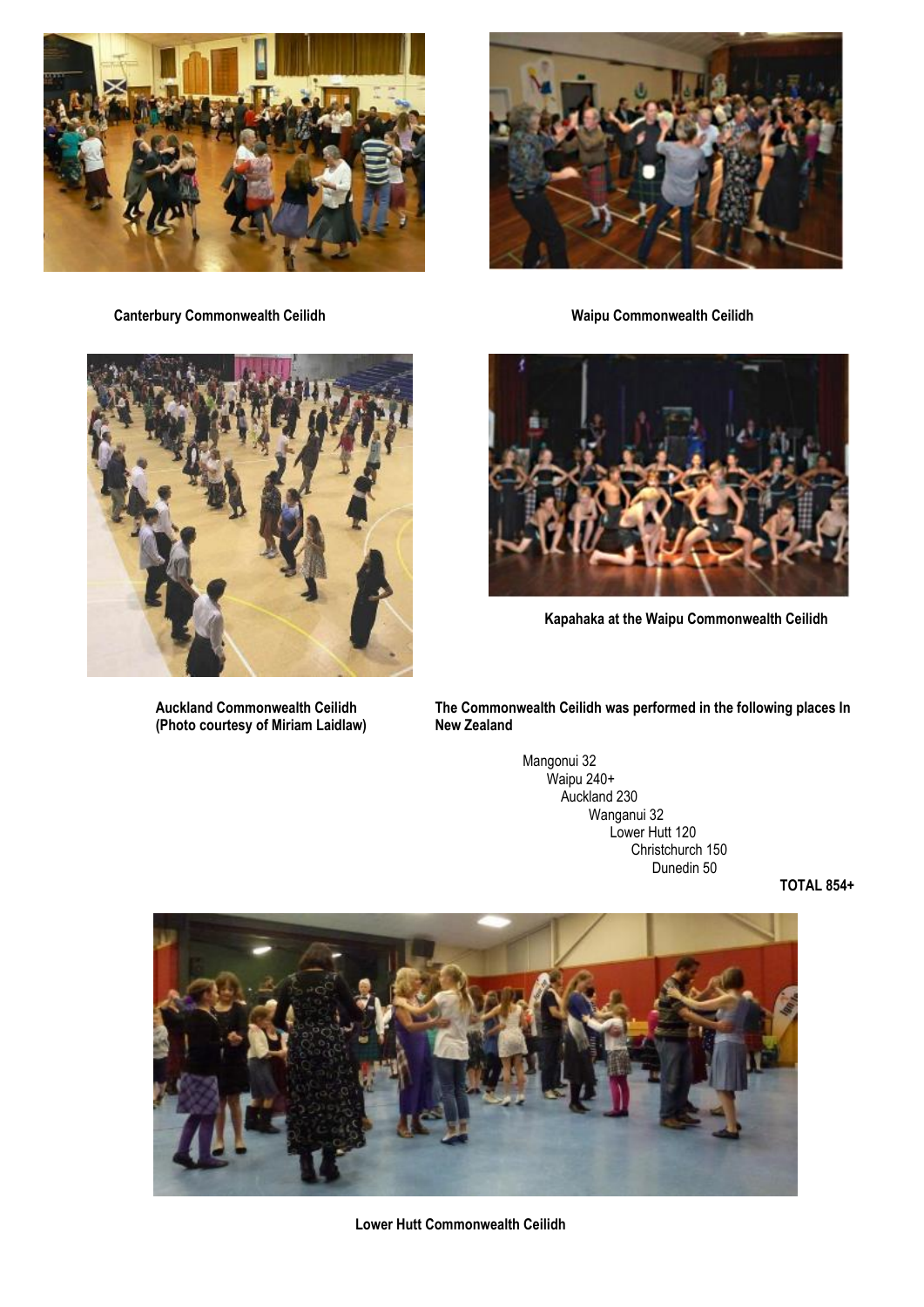**Canterbury Commonwealth Ceilidh**

**Waipu Commonwealth Ceilidh**

**Kapahaka at the Waipu Commonwealth Ceilidh**

**Auckland Commonwealth Ceilidh (Photo courtesy of Miriam Laidlaw)**

**The Commonwealth Ceilidh was performed in the following places In New Zealand**

Mangonui 32
Waipu 240+
Auckland 230
Wanganui 32
Lower Hutt 120
Christchurch 150
Dunedin 50

**TOTAL 854+**

**Lower Hutt Commonwealth Ceilidh**